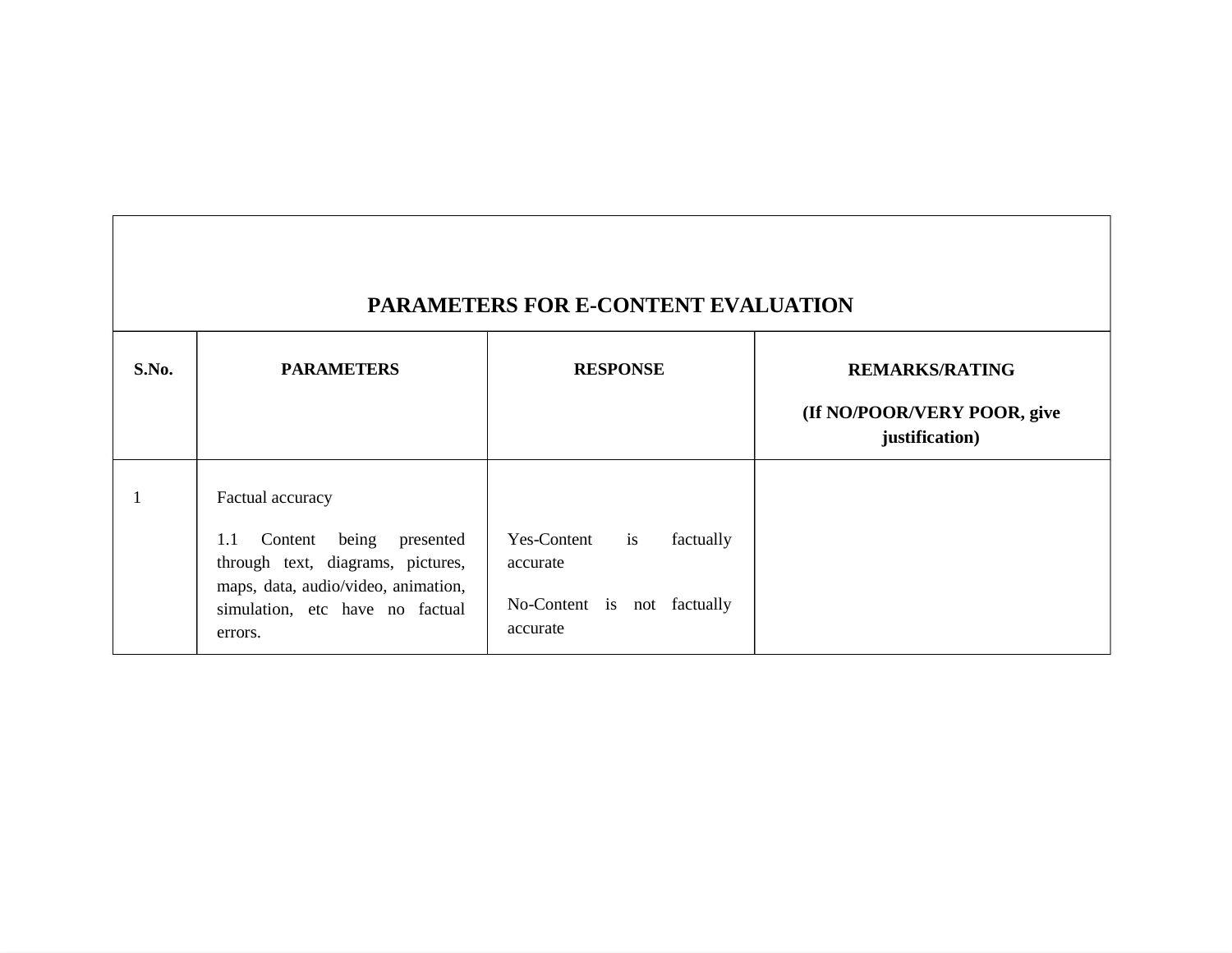| PARAMETERS FOR E-CONTENT EVALUATION | | | |
|---|---|---|---|
| **S.No.** | **PARAMETERS** | **RESPONSE** | **REMARKS/RATING** <br><br> **(If NO/POOR/VERY POOR, give justification)** |
| 1 | Factual accuracy <br><br> 1.1 Content being presented through text, diagrams, pictures, maps, data, audio/video, animation, simulation, etc have no factual errors. | Yes-Content is factually accurate <br><br> No-Content is not factually accurate | |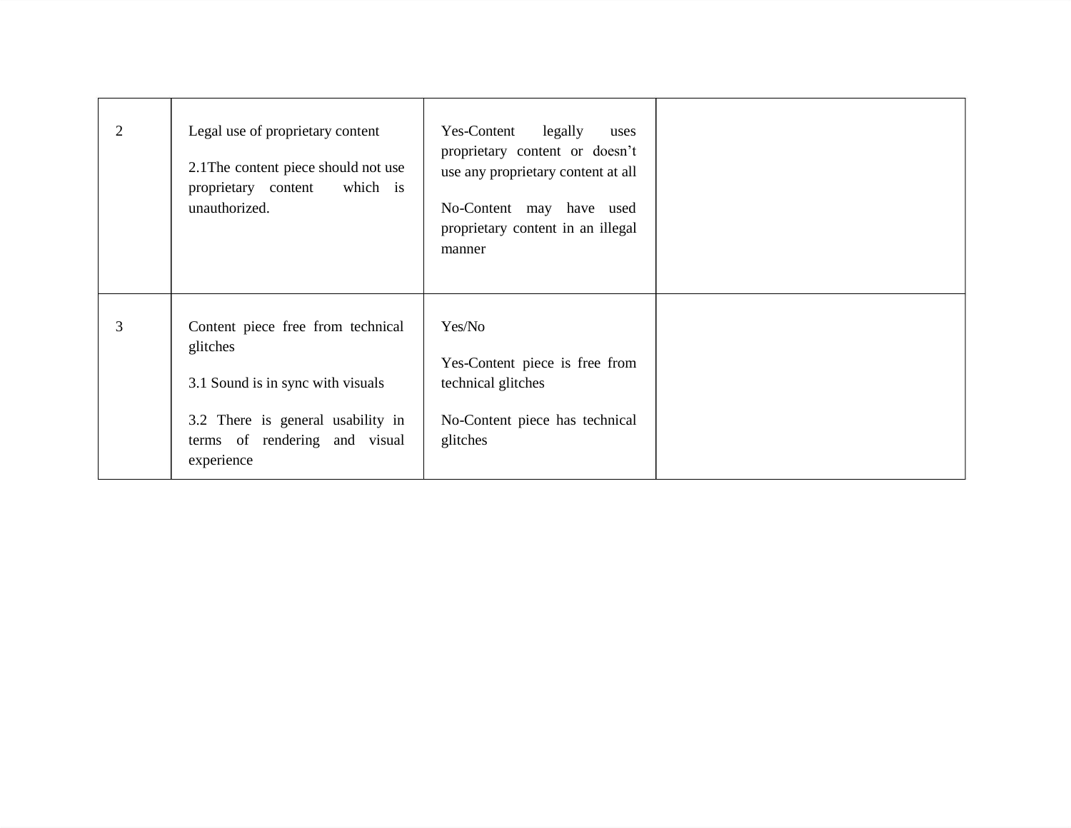| | | | |
|---|---|---|---|
| 2 | Legal use of proprietary content<br><br>2.1The content piece should not use proprietary content which is unauthorized. | Yes-Content legally uses proprietary content or doesn't use any proprietary content at all<br><br>No-Content may have used proprietary content in an illegal manner | |
| 3 | Content piece free from technical glitches<br><br>3.1 Sound is in sync with visuals<br><br>3.2 There is general usability in terms of rendering and visual experience | Yes/No<br><br>Yes-Content piece is free from technical glitches<br><br>No-Content piece has technical glitches | |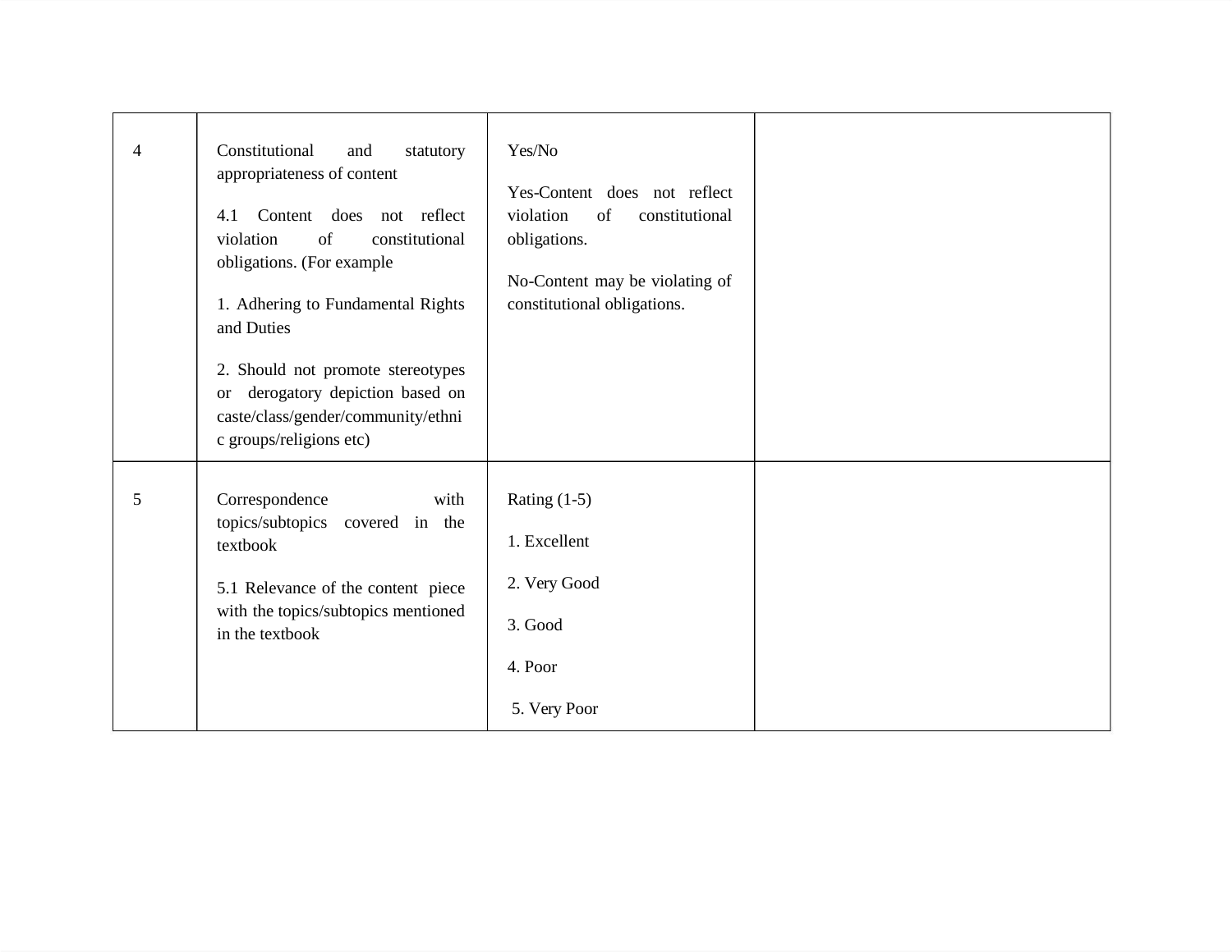| | | | |
|---|---|---|---|
| 4 | Constitutional and statutory appropriateness of content<br><br>4.1 Content does not reflect violation of constitutional obligations. (For example<br><br>1. Adhering to Fundamental Rights and Duties<br><br>2. Should not promote stereotypes or derogatory depiction based on caste/class/gender/community/ethnic groups/religions etc) | Yes/No<br><br>Yes-Content does not reflect violation of constitutional obligations.<br><br>No-Content may be violating of constitutional obligations. | |
| 5 | Correspondence with topics/subtopics covered in the textbook<br><br>5.1 Relevance of the content piece with the topics/subtopics mentioned in the textbook | Rating (1-5)<br><br>1. Excellent<br><br>2. Very Good<br><br>3. Good<br><br>4. Poor<br><br>5. Very Poor | |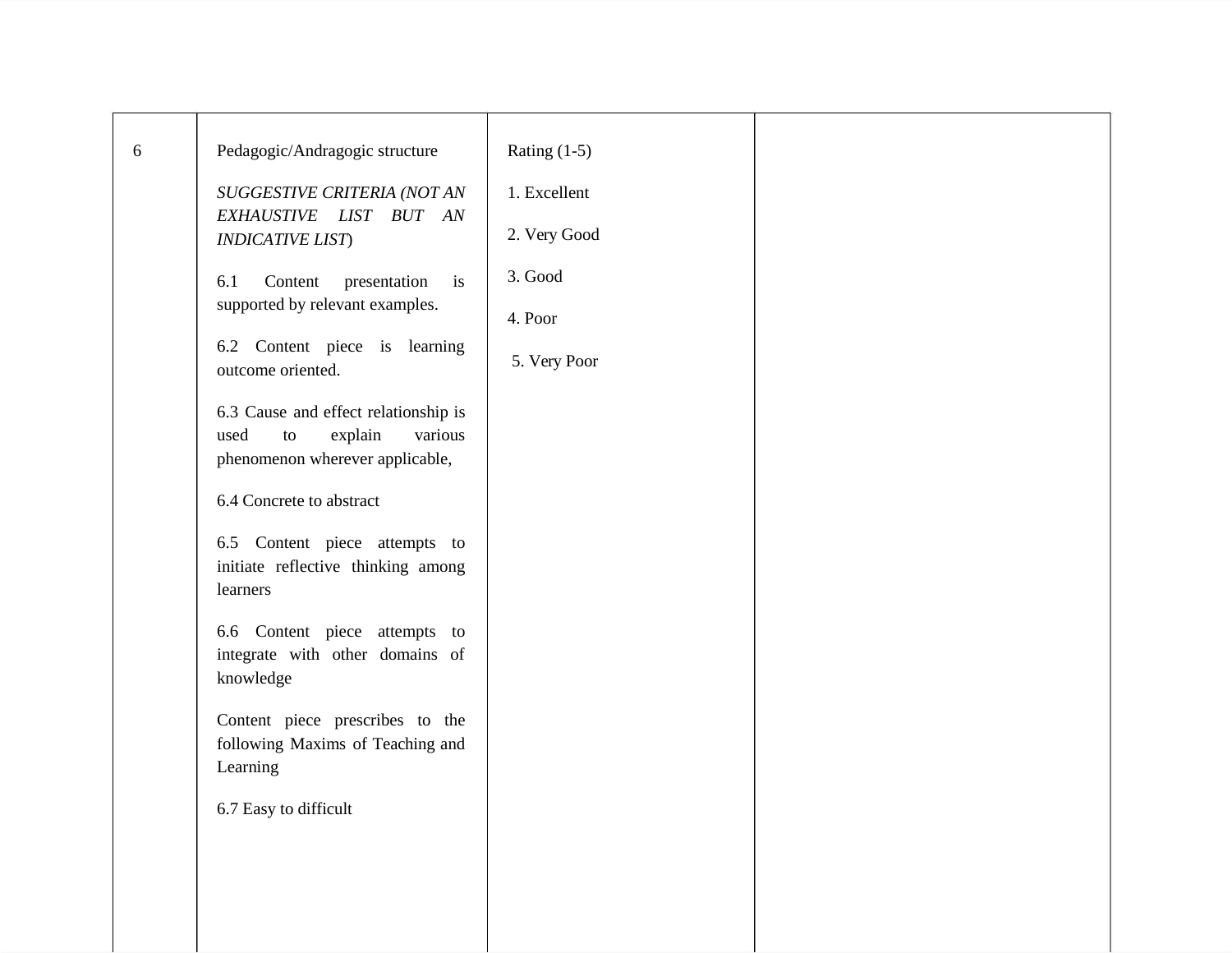| 6 | Pedagogic/Andragogic structure<br><br>*SUGGESTIVE CRITERIA (NOT AN EXHAUSTIVE LIST BUT AN INDICATIVE LIST*)<br><br>6.1 Content presentation is supported by relevant examples.<br><br>6.2 Content piece is learning outcome oriented.<br><br>6.3 Cause and effect relationship is used to explain various phenomenon wherever applicable,<br><br>6.4 Concrete to abstract<br><br>6.5 Content piece attempts to initiate reflective thinking among learners<br><br>6.6 Content piece attempts to integrate with other domains of knowledge<br><br>Content piece prescribes to the following Maxims of Teaching and Learning<br><br>6.7 Easy to difficult | Rating (1-5)<br><br>1. Excellent<br><br>2. Very Good<br><br>3. Good<br><br>4. Poor<br><br>5. Very Poor | |
|---|---|---|---|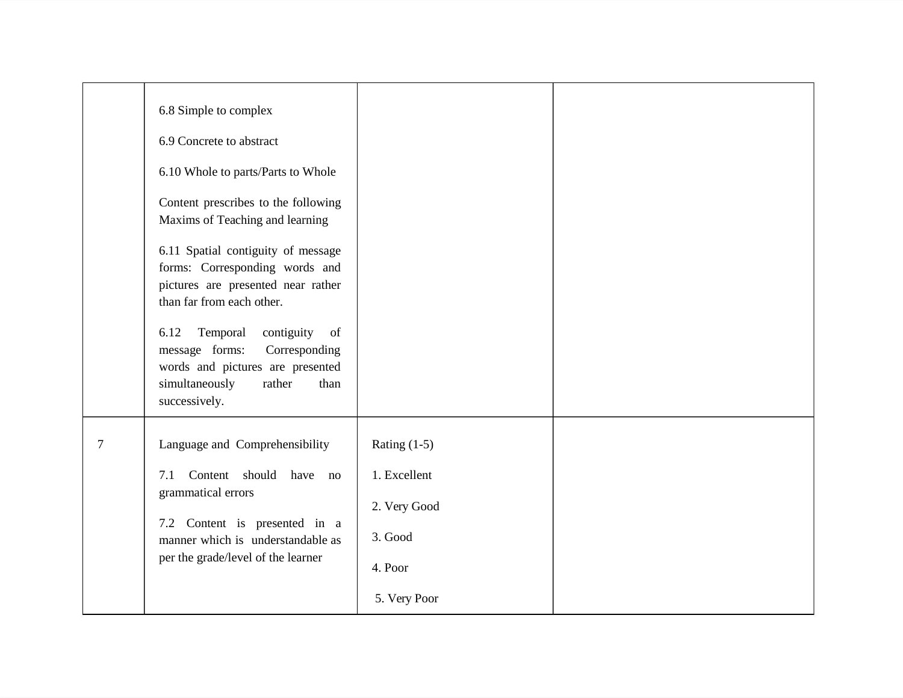|  |  |  |  |
|---|---|---|---|
|  | 6.8 Simple to complex<br><br>6.9 Concrete to abstract<br><br>6.10 Whole to parts/Parts to Whole<br><br>Content prescribes to the following Maxims of Teaching and learning<br><br>6.11 Spatial contiguity of message forms: Corresponding words and pictures are presented near rather than far from each other.<br><br>6.12 Temporal contiguity of message forms: Corresponding words and pictures are presented simultaneously rather than successively. |  |  |
| 7 | Language and Comprehensibility<br><br>7.1 Content should have no grammatical errors<br><br>7.2 Content is presented in a manner which is understandable as per the grade/level of the learner | Rating (1-5)<br><br>1. Excellent<br><br>2. Very Good<br><br>3. Good<br><br>4. Poor<br><br>5. Very Poor |  |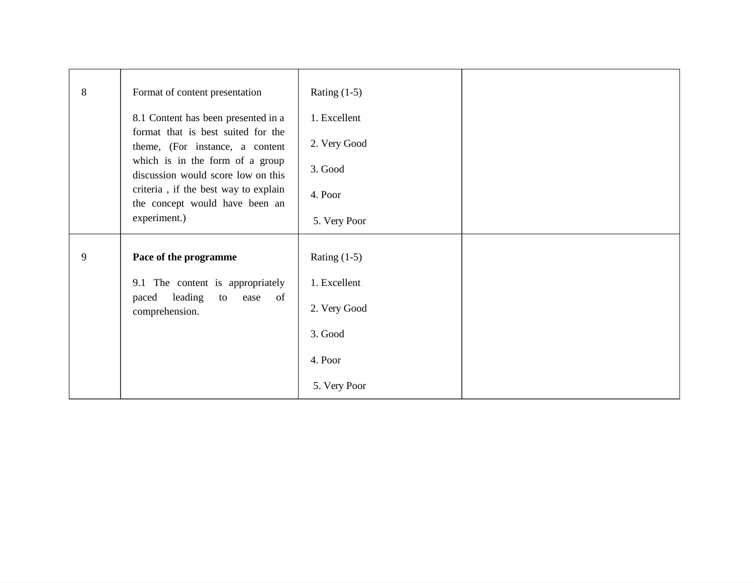| | | | |
|---|---|---|---|
| 8 | Format of content presentation<br><br>8.1 Content has been presented in a format that is best suited for the theme, (For instance, a content which is in the form of a group discussion would score low on this criteria , if the best way to explain the concept would have been an experiment.) | Rating (1-5)<br><br>1. Excellent<br><br>2. Very Good<br><br>3. Good<br><br>4. Poor<br><br>5. Very Poor | |
| 9 | **Pace of the programme**<br><br>9.1 The content is appropriately paced leading to ease of comprehension. | Rating (1-5)<br><br>1. Excellent<br><br>2. Very Good<br><br>3. Good<br><br>4. Poor<br><br>5. Very Poor | |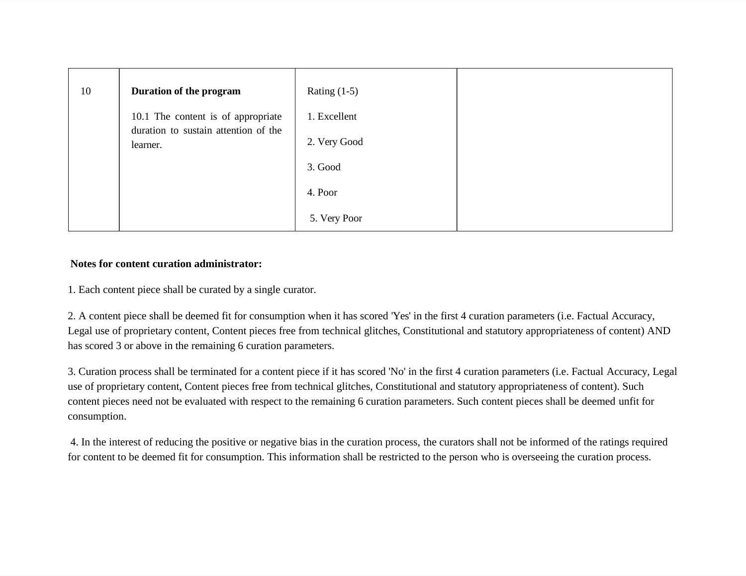| | | | |
|---|---|---|---|
| 10 | **Duration of the program**<br><br>10.1 The content is of appropriate duration to sustain attention of the learner. | Rating (1-5)<br><br>1. Excellent<br><br>2. Very Good<br><br>3. Good<br><br>4. Poor<br><br>5. Very Poor | |

**Notes for content curation administrator:**

1. Each content piece shall be curated by a single curator.

2. A content piece shall be deemed fit for consumption when it has scored 'Yes' in the first 4 curation parameters (i.e. Factual Accuracy, Legal use of proprietary content, Content pieces free from technical glitches, Constitutional and statutory appropriateness of content) AND has scored 3 or above in the remaining 6 curation parameters.

3. Curation process shall be terminated for a content piece if it has scored 'No' in the first 4 curation parameters (i.e. Factual Accuracy, Legal use of proprietary content, Content pieces free from technical glitches, Constitutional and statutory appropriateness of content). Such content pieces need not be evaluated with respect to the remaining 6 curation parameters. Such content pieces shall be deemed unfit for consumption.

4. In the interest of reducing the positive or negative bias in the curation process, the curators shall not be informed of the ratings required for content to be deemed fit for consumption. This information shall be restricted to the person who is overseeing the curation process.